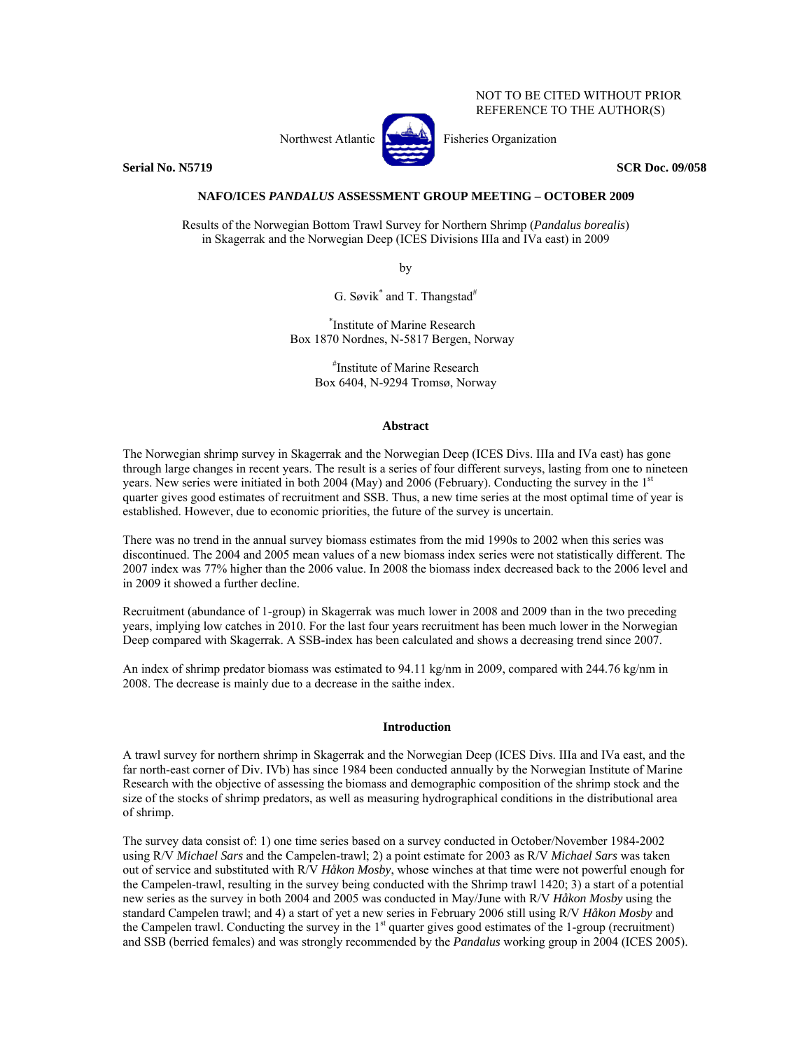NOT TO BE CITED WITHOUT PRIOR REFERENCE TO THE AUTHOR(S)

Northwest Atlantic Fisheries Organization

**Serial No. N5719** **SCR Doc. 09/058**

**NAFO/ICES *PANDALUS* ASSESSMENT GROUP MEETING – OCTOBER 2009**

Results of the Norwegian Bottom Trawl Survey for Northern Shrimp (*Pandalus borealis*) in Skagerrak and the Norwegian Deep (ICES Divisions IIIa and IVa east) in 2009

by

G. Søvik[*] and T. Thangstad[#]

[*]Institute of Marine Research
Box 1870 Nordnes, N-5817 Bergen, Norway

[#]Institute of Marine Research
Box 6404, N-9294 Tromsø, Norway

## Abstract

The Norwegian shrimp survey in Skagerrak and the Norwegian Deep (ICES Divs. IIIa and IVa east) has gone through large changes in recent years. The result is a series of four different surveys, lasting from one to nineteen years. New series were initiated in both 2004 (May) and 2006 (February). Conducting the survey in the 1st quarter gives good estimates of recruitment and SSB. Thus, a new time series at the most optimal time of year is established. However, due to economic priorities, the future of the survey is uncertain.

There was no trend in the annual survey biomass estimates from the mid 1990s to 2002 when this series was discontinued. The 2004 and 2005 mean values of a new biomass index series were not statistically different. The 2007 index was 77% higher than the 2006 value. In 2008 the biomass index decreased back to the 2006 level and in 2009 it showed a further decline.

Recruitment (abundance of 1-group) in Skagerrak was much lower in 2008 and 2009 than in the two preceding years, implying low catches in 2010. For the last four years recruitment has been much lower in the Norwegian Deep compared with Skagerrak. A SSB-index has been calculated and shows a decreasing trend since 2007.

An index of shrimp predator biomass was estimated to 94.11 kg/nm in 2009, compared with 244.76 kg/nm in 2008. The decrease is mainly due to a decrease in the saithe index.

## Introduction

A trawl survey for northern shrimp in Skagerrak and the Norwegian Deep (ICES Divs. IIIa and IVa east, and the far north-east corner of Div. IVb) has since 1984 been conducted annually by the Norwegian Institute of Marine Research with the objective of assessing the biomass and demographic composition of the shrimp stock and the size of the stocks of shrimp predators, as well as measuring hydrographical conditions in the distributional area of shrimp.

The survey data consist of: 1) one time series based on a survey conducted in October/November 1984-2002 using R/V *Michael Sars* and the Campelen-trawl; 2) a point estimate for 2003 as R/V *Michael Sars* was taken out of service and substituted with R/V *Håkon Mosby*, whose winches at that time were not powerful enough for the Campelen-trawl, resulting in the survey being conducted with the Shrimp trawl 1420; 3) a start of a potential new series as the survey in both 2004 and 2005 was conducted in May/June with R/V *Håkon Mosby* using the standard Campelen trawl; and 4) a start of yet a new series in February 2006 still using R/V *Håkon Mosby* and the Campelen trawl. Conducting the survey in the 1st quarter gives good estimates of the 1-group (recruitment) and SSB (berried females) and was strongly recommended by the *Pandalus* working group in 2004 (ICES 2005).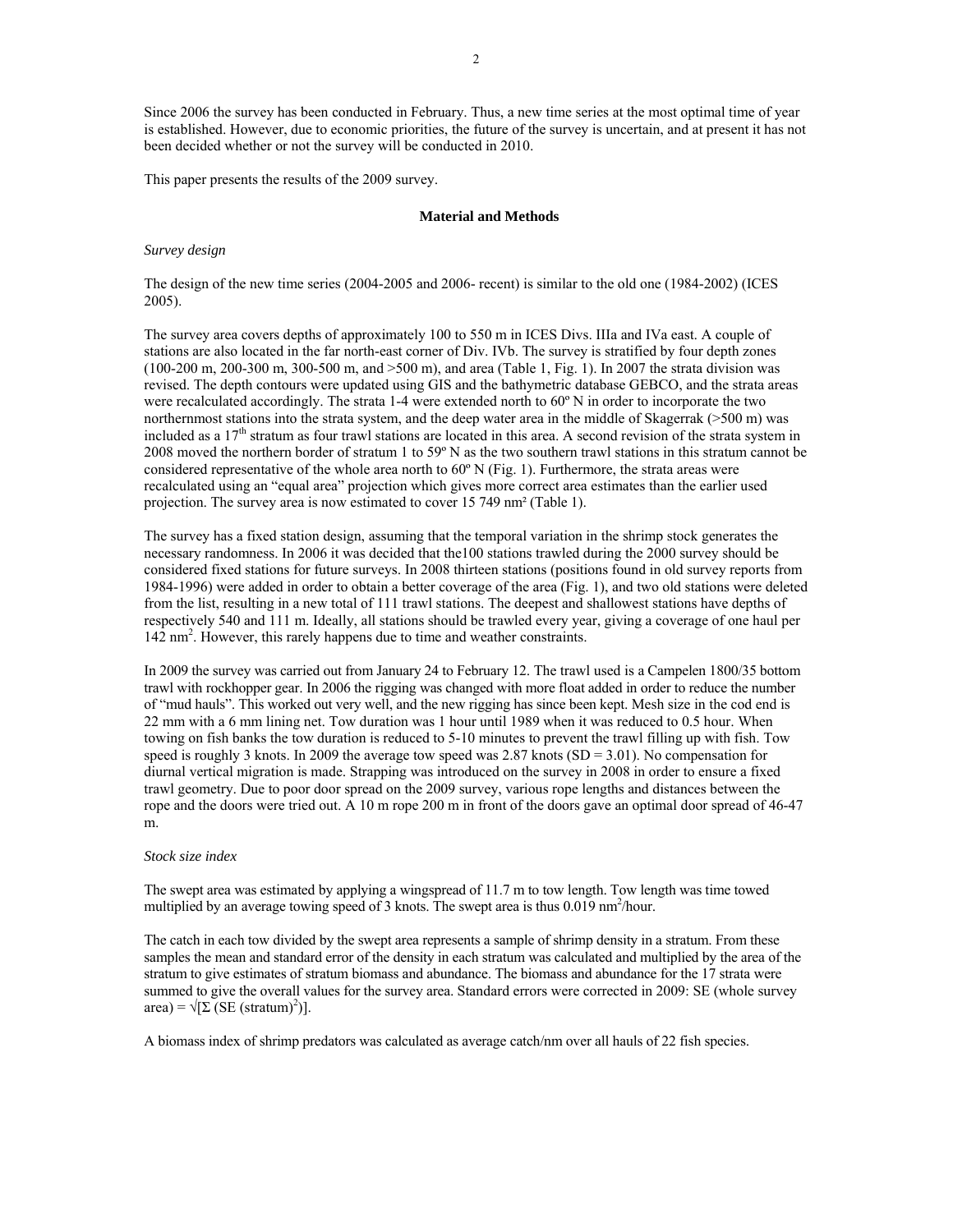Since 2006 the survey has been conducted in February. Thus, a new time series at the most optimal time of year is established. However, due to economic priorities, the future of the survey is uncertain, and at present it has not been decided whether or not the survey will be conducted in 2010.

This paper presents the results of the 2009 survey.

## Material and Methods

*Survey design*

The design of the new time series (2004-2005 and 2006- recent) is similar to the old one (1984-2002) (ICES 2005).

The survey area covers depths of approximately 100 to 550 m in ICES Divs. IIIa and IVa east. A couple of stations are also located in the far north-east corner of Div. IVb. The survey is stratified by four depth zones (100-200 m, 200-300 m, 300-500 m, and >500 m), and area (Table 1, Fig. 1). In 2007 the strata division was revised. The depth contours were updated using GIS and the bathymetric database GEBCO, and the strata areas were recalculated accordingly. The strata 1-4 were extended north to 60º N in order to incorporate the two northernmost stations into the strata system, and the deep water area in the middle of Skagerrak (>500 m) was included as a 17[th] stratum as four trawl stations are located in this area. A second revision of the strata system in 2008 moved the northern border of stratum 1 to 59º N as the two southern trawl stations in this stratum cannot be considered representative of the whole area north to 60º N (Fig. 1). Furthermore, the strata areas were recalculated using an "equal area" projection which gives more correct area estimates than the earlier used projection. The survey area is now estimated to cover 15 749 nm² (Table 1).

The survey has a fixed station design, assuming that the temporal variation in the shrimp stock generates the necessary randomness. In 2006 it was decided that the100 stations trawled during the 2000 survey should be considered fixed stations for future surveys. In 2008 thirteen stations (positions found in old survey reports from 1984-1996) were added in order to obtain a better coverage of the area (Fig. 1), and two old stations were deleted from the list, resulting in a new total of 111 trawl stations. The deepest and shallowest stations have depths of respectively 540 and 111 m. Ideally, all stations should be trawled every year, giving a coverage of one haul per 142 $nm^2$. However, this rarely happens due to time and weather constraints.

In 2009 the survey was carried out from January 24 to February 12. The trawl used is a Campelen 1800/35 bottom trawl with rockhopper gear. In 2006 the rigging was changed with more float added in order to reduce the number of "mud hauls". This worked out very well, and the new rigging has since been kept. Mesh size in the cod end is 22 mm with a 6 mm lining net. Tow duration was 1 hour until 1989 when it was reduced to 0.5 hour. When towing on fish banks the tow duration is reduced to 5-10 minutes to prevent the trawl filling up with fish. Tow speed is roughly 3 knots. In 2009 the average tow speed was 2.87 knots (SD = 3.01). No compensation for diurnal vertical migration is made. Strapping was introduced on the survey in 2008 in order to ensure a fixed trawl geometry. Due to poor door spread on the 2009 survey, various rope lengths and distances between the rope and the doors were tried out. A 10 m rope 200 m in front of the doors gave an optimal door spread of 46-47 m.

*Stock size index*

The swept area was estimated by applying a wingspread of 11.7 m to tow length. Tow length was time towed multiplied by an average towing speed of 3 knots. The swept area is thus 0.019 $nm^2$/hour.

The catch in each tow divided by the swept area represents a sample of shrimp density in a stratum. From these samples the mean and standard error of the density in each stratum was calculated and multiplied by the area of the stratum to give estimates of stratum biomass and abundance. The biomass and abundance for the 17 strata were summed to give the overall values for the survey area. Standard errors were corrected in 2009: SE (whole survey area) = $\sqrt{[\Sigma\ (\text{SE (stratum)}^2)]}$.

A biomass index of shrimp predators was calculated as average catch/nm over all hauls of 22 fish species.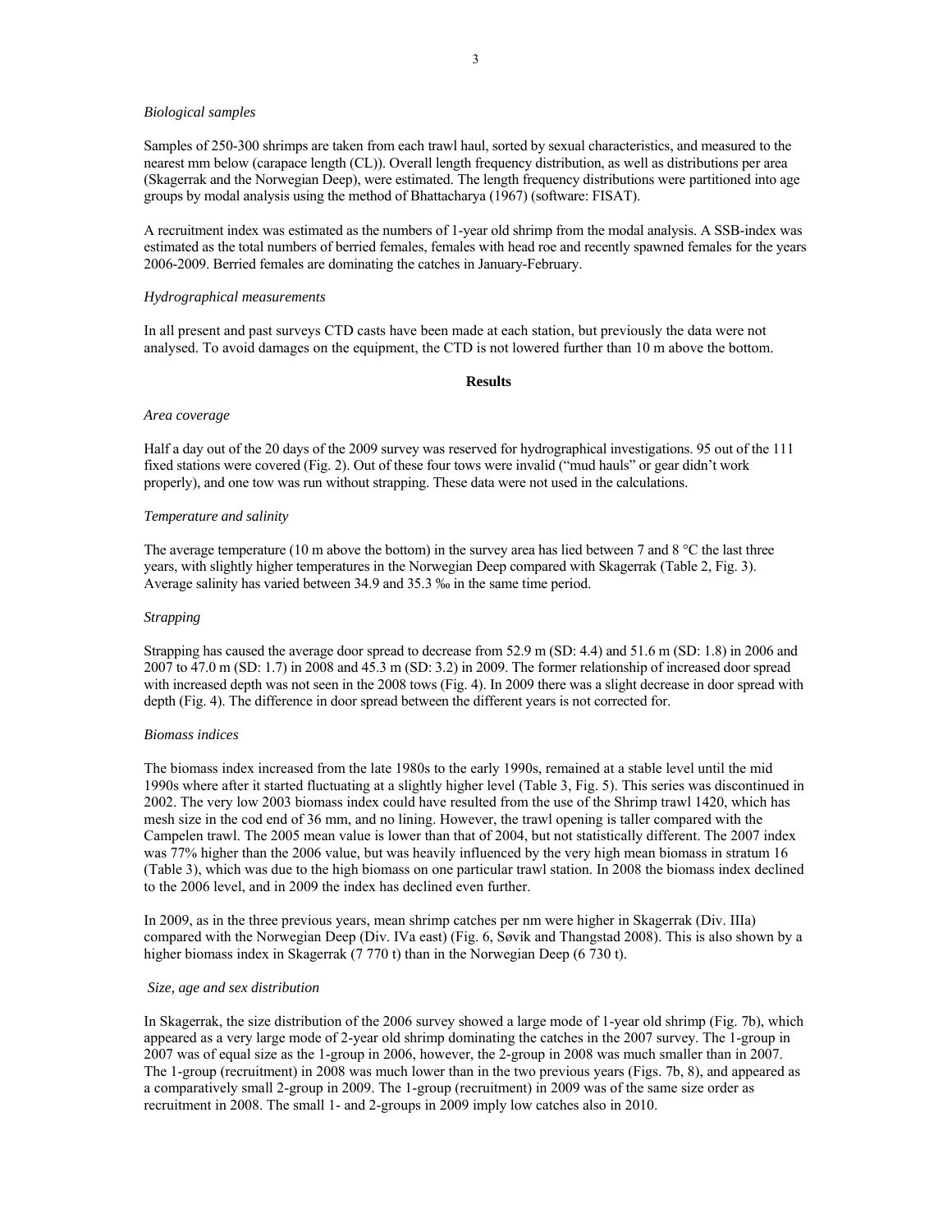*Biological samples*

Samples of 250-300 shrimps are taken from each trawl haul, sorted by sexual characteristics, and measured to the nearest mm below (carapace length (CL)). Overall length frequency distribution, as well as distributions per area (Skagerrak and the Norwegian Deep), were estimated. The length frequency distributions were partitioned into age groups by modal analysis using the method of Bhattacharya (1967) (software: FISAT).

A recruitment index was estimated as the numbers of 1-year old shrimp from the modal analysis. A SSB-index was estimated as the total numbers of berried females, females with head roe and recently spawned females for the years 2006-2009. Berried females are dominating the catches in January-February.

*Hydrographical measurements*

In all present and past surveys CTD casts have been made at each station, but previously the data were not analysed. To avoid damages on the equipment, the CTD is not lowered further than 10 m above the bottom.

## Results

*Area coverage*

Half a day out of the 20 days of the 2009 survey was reserved for hydrographical investigations. 95 out of the 111 fixed stations were covered (Fig. 2). Out of these four tows were invalid ("mud hauls" or gear didn't work properly), and one tow was run without strapping. These data were not used in the calculations.

*Temperature and salinity*

The average temperature (10 m above the bottom) in the survey area has lied between 7 and 8 °C the last three years, with slightly higher temperatures in the Norwegian Deep compared with Skagerrak (Table 2, Fig. 3). Average salinity has varied between 34.9 and 35.3 ‰ in the same time period.

*Strapping*

Strapping has caused the average door spread to decrease from 52.9 m (SD: 4.4) and 51.6 m (SD: 1.8) in 2006 and 2007 to 47.0 m (SD: 1.7) in 2008 and 45.3 m (SD: 3.2) in 2009. The former relationship of increased door spread with increased depth was not seen in the 2008 tows (Fig. 4). In 2009 there was a slight decrease in door spread with depth (Fig. 4). The difference in door spread between the different years is not corrected for.

*Biomass indices*

The biomass index increased from the late 1980s to the early 1990s, remained at a stable level until the mid 1990s where after it started fluctuating at a slightly higher level (Table 3, Fig. 5). This series was discontinued in 2002. The very low 2003 biomass index could have resulted from the use of the Shrimp trawl 1420, which has mesh size in the cod end of 36 mm, and no lining. However, the trawl opening is taller compared with the Campelen trawl. The 2005 mean value is lower than that of 2004, but not statistically different. The 2007 index was 77% higher than the 2006 value, but was heavily influenced by the very high mean biomass in stratum 16 (Table 3), which was due to the high biomass on one particular trawl station. In 2008 the biomass index declined to the 2006 level, and in 2009 the index has declined even further.

In 2009, as in the three previous years, mean shrimp catches per nm were higher in Skagerrak (Div. IIIa) compared with the Norwegian Deep (Div. IVa east) (Fig. 6, Søvik and Thangstad 2008). This is also shown by a higher biomass index in Skagerrak (7 770 t) than in the Norwegian Deep (6 730 t).

*Size, age and sex distribution*

In Skagerrak, the size distribution of the 2006 survey showed a large mode of 1-year old shrimp (Fig. 7b), which appeared as a very large mode of 2-year old shrimp dominating the catches in the 2007 survey. The 1-group in 2007 was of equal size as the 1-group in 2006, however, the 2-group in 2008 was much smaller than in 2007. The 1-group (recruitment) in 2008 was much lower than in the two previous years (Figs. 7b, 8), and appeared as a comparatively small 2-group in 2009. The 1-group (recruitment) in 2009 was of the same size order as recruitment in 2008. The small 1- and 2-groups in 2009 imply low catches also in 2010.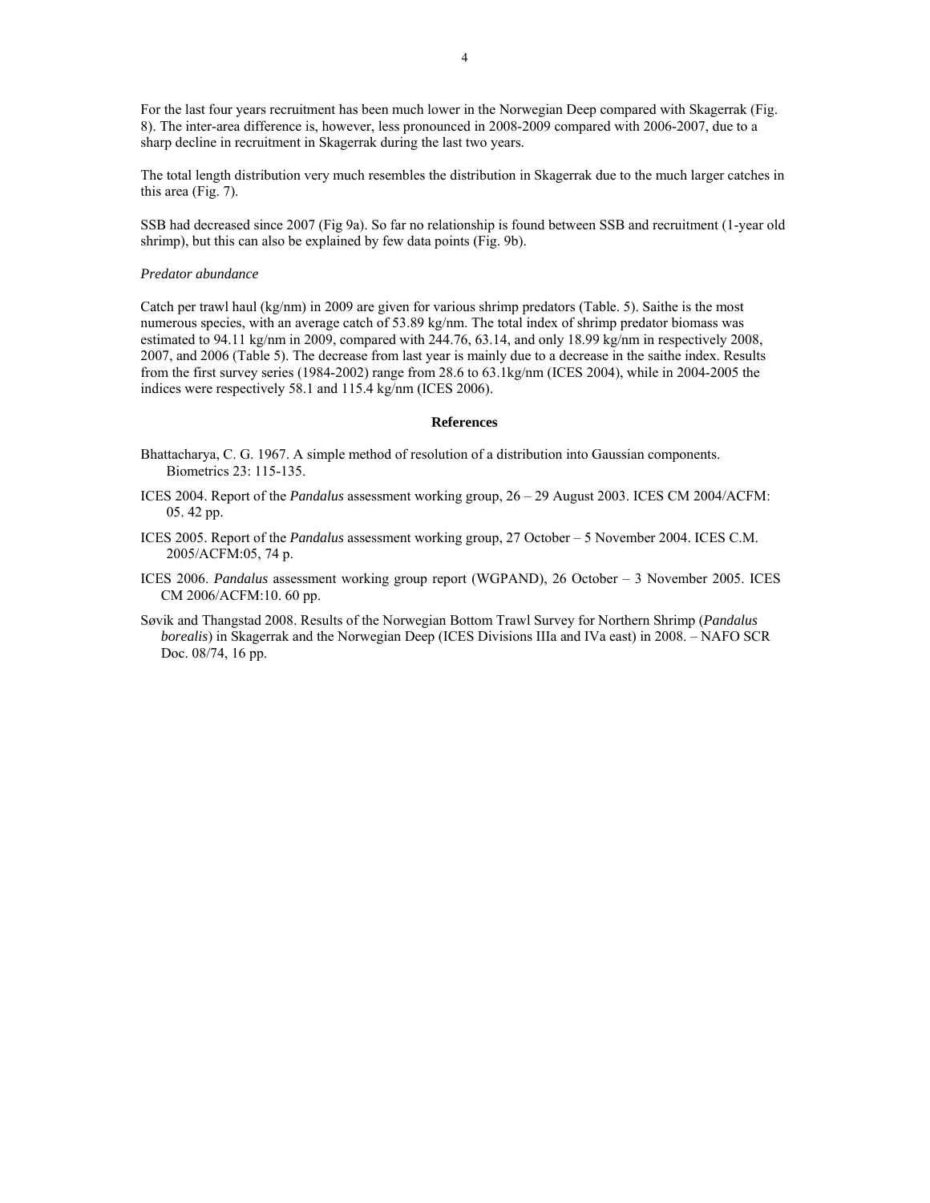For the last four years recruitment has been much lower in the Norwegian Deep compared with Skagerrak (Fig. 8). The inter-area difference is, however, less pronounced in 2008-2009 compared with 2006-2007, due to a sharp decline in recruitment in Skagerrak during the last two years.

The total length distribution very much resembles the distribution in Skagerrak due to the much larger catches in this area (Fig. 7).

SSB had decreased since 2007 (Fig 9a). So far no relationship is found between SSB and recruitment (1-year old shrimp), but this can also be explained by few data points (Fig. 9b).

*Predator abundance*

Catch per trawl haul (kg/nm) in 2009 are given for various shrimp predators (Table. 5). Saithe is the most numerous species, with an average catch of 53.89 kg/nm. The total index of shrimp predator biomass was estimated to 94.11 kg/nm in 2009, compared with 244.76, 63.14, and only 18.99 kg/nm in respectively 2008, 2007, and 2006 (Table 5). The decrease from last year is mainly due to a decrease in the saithe index. Results from the first survey series (1984-2002) range from 28.6 to 63.1kg/nm (ICES 2004), while in 2004-2005 the indices were respectively 58.1 and 115.4 kg/nm (ICES 2006).

## References

Bhattacharya, C. G. 1967. A simple method of resolution of a distribution into Gaussian components. Biometrics 23: 115-135.

ICES 2004. Report of the *Pandalus* assessment working group, 26 – 29 August 2003. ICES CM 2004/ACFM: 05. 42 pp.

ICES 2005. Report of the *Pandalus* assessment working group, 27 October – 5 November 2004. ICES C.M. 2005/ACFM:05, 74 p.

ICES 2006. *Pandalus* assessment working group report (WGPAND), 26 October – 3 November 2005. ICES CM 2006/ACFM:10. 60 pp.

Søvik and Thangstad 2008. Results of the Norwegian Bottom Trawl Survey for Northern Shrimp (*Pandalus borealis*) in Skagerrak and the Norwegian Deep (ICES Divisions IIIa and IVa east) in 2008. – NAFO SCR Doc. 08/74, 16 pp.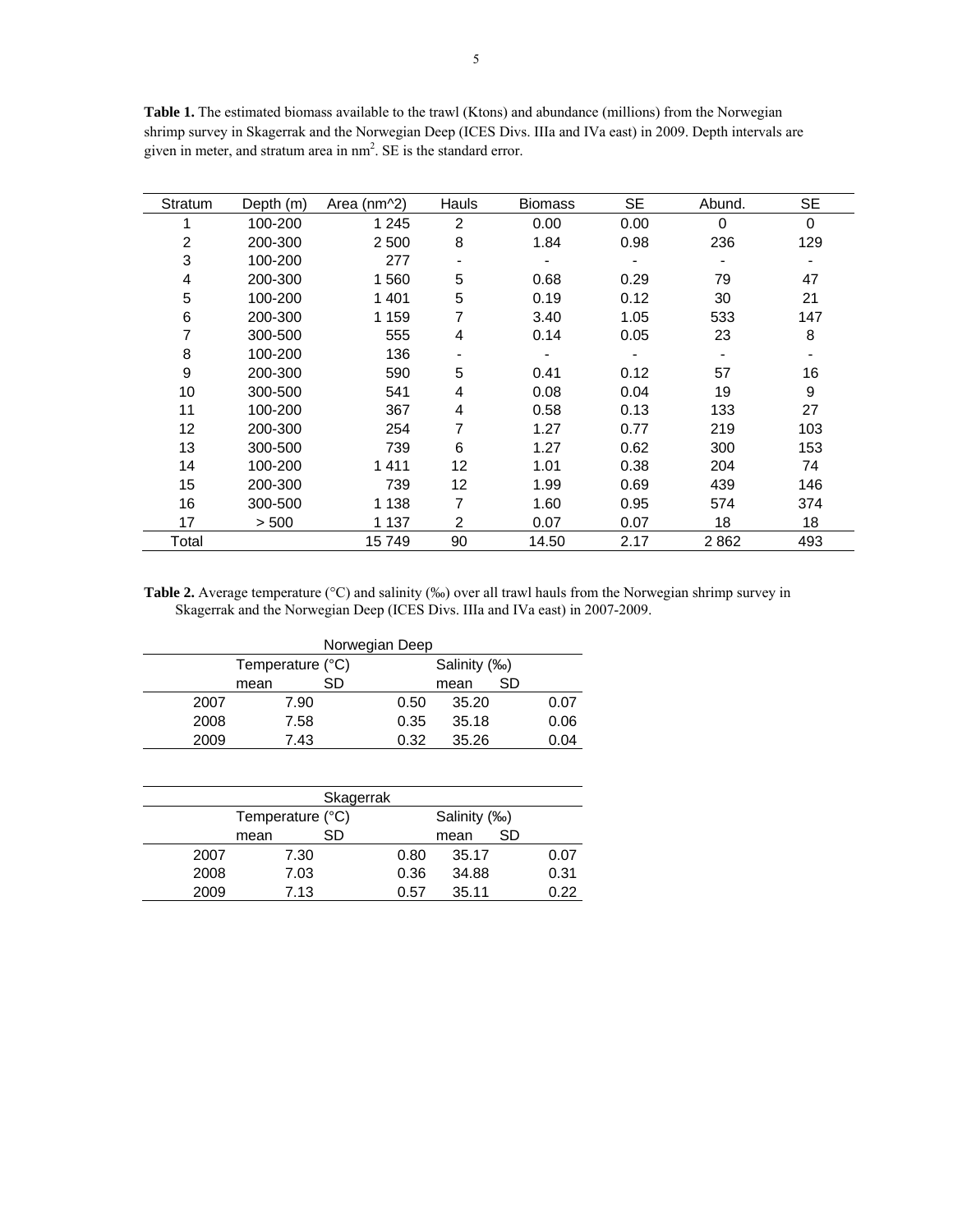**Table 1.** The estimated biomass available to the trawl (Ktons) and abundance (millions) from the Norwegian shrimp survey in Skagerrak and the Norwegian Deep (ICES Divs. IIIa and IVa east) in 2009. Depth intervals are given in meter, and stratum area in nm$^2$. SE is the standard error.

| Stratum | Depth (m) | Area (nm^2) | Hauls | Biomass | SE | Abund. | SE |
|---|---|---|---|---|---|---|---|
| 1 | 100-200 | 1 245 | 2 | 0.00 | 0.00 | 0 | 0 |
| 2 | 200-300 | 2 500 | 8 | 1.84 | 0.98 | 236 | 129 |
| 3 | 100-200 | 277 | - | - | - | - | - |
| 4 | 200-300 | 1 560 | 5 | 0.68 | 0.29 | 79 | 47 |
| 5 | 100-200 | 1 401 | 5 | 0.19 | 0.12 | 30 | 21 |
| 6 | 200-300 | 1 159 | 7 | 3.40 | 1.05 | 533 | 147 |
| 7 | 300-500 | 555 | 4 | 0.14 | 0.05 | 23 | 8 |
| 8 | 100-200 | 136 | - | - | - | - | - |
| 9 | 200-300 | 590 | 5 | 0.41 | 0.12 | 57 | 16 |
| 10 | 300-500 | 541 | 4 | 0.08 | 0.04 | 19 | 9 |
| 11 | 100-200 | 367 | 4 | 0.58 | 0.13 | 133 | 27 |
| 12 | 200-300 | 254 | 7 | 1.27 | 0.77 | 219 | 103 |
| 13 | 300-500 | 739 | 6 | 1.27 | 0.62 | 300 | 153 |
| 14 | 100-200 | 1 411 | 12 | 1.01 | 0.38 | 204 | 74 |
| 15 | 200-300 | 739 | 12 | 1.99 | 0.69 | 439 | 146 |
| 16 | 300-500 | 1 138 | 7 | 1.60 | 0.95 | 574 | 374 |
| 17 | > 500 | 1 137 | 2 | 0.07 | 0.07 | 18 | 18 |
| Total | | 15 749 | 90 | 14.50 | 2.17 | 2 862 | 493 |

**Table 2.** Average temperature (°C) and salinity (‰) over all trawl hauls from the Norwegian shrimp survey in Skagerrak and the Norwegian Deep (ICES Divs. IIIa and IVa east) in 2007-2009.

Norwegian Deep

| | Temperature (°C) | | Salinity (‰) | |
|---|---|---|---|---|
| | mean | SD | mean | SD |
| 2007 | 7.90 | 0.50 | 35.20 | 0.07 |
| 2008 | 7.58 | 0.35 | 35.18 | 0.06 |
| 2009 | 7.43 | 0.32 | 35.26 | 0.04 |

Skagerrak

| | Temperature (°C) | | Salinity (‰) | |
|---|---|---|---|---|
| | mean | SD | mean | SD |
| 2007 | 7.30 | 0.80 | 35.17 | 0.07 |
| 2008 | 7.03 | 0.36 | 34.88 | 0.31 |
| 2009 | 7.13 | 0.57 | 35.11 | 0.22 |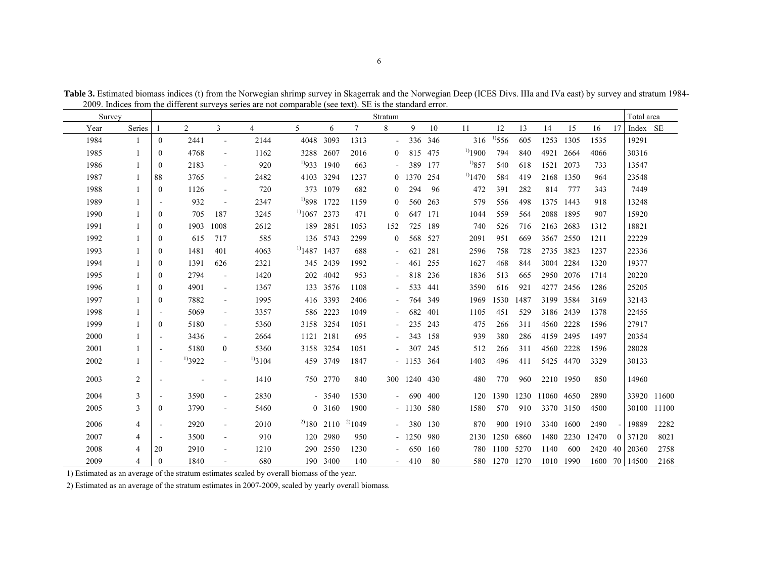**Table 3.** Estimated biomass indices (t) from the Norwegian shrimp survey in Skagerrak and the Norwegian Deep (ICES Divs. IIIa and IVa east) by survey and stratum 1984-2009. Indices from the different surveys series are not comparable (see text). SE is the standard error.

| Survey | | Stratum | | | | | | | | | | | | | | | | | Total area | |
|---|---|---|---|---|---|---|---|---|---|---|---|---|---|---|---|---|---|---|---|---|
| Year | Series | 1 | 2 | 3 | 4 | 5 | 6 | 7 | 8 | 9 | 10 | 11 | 12 | 13 | 14 | 15 | 16 | 17 | Index | SE |
| 1984 | 1 | 0 | 2441 | - | 2144 | 4048 | 3093 | 1313 | - | 336 | 346 | 316 | [1)]556 | 605 | 1253 | 1305 | 1535 | | 19291 | |
| 1985 | 1 | 0 | 4768 | - | 1162 | 3288 | 2607 | 2016 | 0 | 815 | 475 | [1)]1900 | 794 | 840 | 4921 | 2664 | 4066 | | 30316 | |
| 1986 | 1 | 0 | 2183 | - | 920 | [1)]933 | 1940 | 663 | - | 389 | 177 | [1)]857 | 540 | 618 | 1521 | 2073 | 733 | | 13547 | |
| 1987 | 1 | 88 | 3765 | - | 2482 | 4103 | 3294 | 1237 | 0 | 1370 | 254 | [1)]1470 | 584 | 419 | 2168 | 1350 | 964 | | 23548 | |
| 1988 | 1 | 0 | 1126 | - | 720 | 373 | 1079 | 682 | 0 | 294 | 96 | 472 | 391 | 282 | 814 | 777 | 343 | | 7449 | |
| 1989 | 1 | - | 932 | - | 2347 | [1)]898 | 1722 | 1159 | 0 | 560 | 263 | 579 | 556 | 498 | 1375 | 1443 | 918 | | 13248 | |
| 1990 | 1 | 0 | 705 | 187 | 3245 | [1)]1067 | 2373 | 471 | 0 | 647 | 171 | 1044 | 559 | 564 | 2088 | 1895 | 907 | | 15920 | |
| 1991 | 1 | 0 | 1903 | 1008 | 2612 | 189 | 2851 | 1053 | 152 | 725 | 189 | 740 | 526 | 716 | 2163 | 2683 | 1312 | | 18821 | |
| 1992 | 1 | 0 | 615 | 717 | 585 | 136 | 5743 | 2299 | 0 | 568 | 527 | 2091 | 951 | 669 | 3567 | 2550 | 1211 | | 22229 | |
| 1993 | 1 | 0 | 1481 | 401 | 4063 | [1)]1487 | 1437 | 688 | - | 621 | 281 | 2596 | 758 | 728 | 2735 | 3823 | 1237 | | 22336 | |
| 1994 | 1 | 0 | 1391 | 626 | 2321 | 345 | 2439 | 1992 | - | 461 | 255 | 1627 | 468 | 844 | 3004 | 2284 | 1320 | | 19377 | |
| 1995 | 1 | 0 | 2794 | - | 1420 | 202 | 4042 | 953 | - | 818 | 236 | 1836 | 513 | 665 | 2950 | 2076 | 1714 | | 20220 | |
| 1996 | 1 | 0 | 4901 | - | 1367 | 133 | 3576 | 1108 | - | 533 | 441 | 3590 | 616 | 921 | 4277 | 2456 | 1286 | | 25205 | |
| 1997 | 1 | 0 | 7882 | - | 1995 | 416 | 3393 | 2406 | - | 764 | 349 | 1969 | 1530 | 1487 | 3199 | 3584 | 3169 | | 32143 | |
| 1998 | 1 | - | 5069 | - | 3357 | 586 | 2223 | 1049 | - | 682 | 401 | 1105 | 451 | 529 | 3186 | 2439 | 1378 | | 22455 | |
| 1999 | 1 | 0 | 5180 | - | 5360 | 3158 | 3254 | 1051 | - | 235 | 243 | 475 | 266 | 311 | 4560 | 2228 | 1596 | | 27917 | |
| 2000 | 1 | - | 3436 | - | 2664 | 1121 | 2181 | 695 | - | 343 | 158 | 939 | 380 | 286 | 4159 | 2495 | 1497 | | 20354 | |
| 2001 | 1 | - | 5180 | 0 | 5360 | 3158 | 3254 | 1051 | - | 307 | 245 | 512 | 266 | 311 | 4560 | 2228 | 1596 | | 28028 | |
| 2002 | 1 | - | [1)]3922 | - | [1)]3104 | 459 | 3749 | 1847 | - | 1153 | 364 | 1403 | 496 | 411 | 5425 | 4470 | 3329 | | 30133 | |
| 2003 | 2 | - | - | - | 1410 | 750 | 2770 | 840 | 300 | 1240 | 430 | 480 | 770 | 960 | 2210 | 1950 | 850 | | 14960 | |
| 2004 | 3 | - | 3590 | - | 2830 | - | 3540 | 1530 | - | 690 | 400 | 120 | 1390 | 1230 | 11060 | 4650 | 2890 | | 33920 | 11600 |
| 2005 | 3 | 0 | 3790 | - | 5460 | 0 | 3160 | 1900 | - | 1130 | 580 | 1580 | 570 | 910 | 3370 | 3150 | 4500 | | 30100 | 11100 |
| 2006 | 4 | - | 2920 | - | 2010 | [2)]180 | 2110 | [2)]1049 | - | 380 | 130 | 870 | 900 | 1910 | 3340 | 1600 | 2490 | - | 19889 | 2282 |
| 2007 | 4 | - | 3500 | - | 910 | 120 | 2980 | 950 | - | 1250 | 980 | 2130 | 1250 | 6860 | 1480 | 2230 | 12470 | 0 | 37120 | 8021 |
| 2008 | 4 | 20 | 2910 | - | 1210 | 290 | 2550 | 1230 | - | 650 | 160 | 780 | 1100 | 5270 | 1140 | 600 | 2420 | 40 | 20360 | 2758 |
| 2009 | 4 | 0 | 1840 | - | 680 | 190 | 3400 | 140 | - | 410 | 80 | 580 | 1270 | 1270 | 1010 | 1990 | 1600 | 70 | 14500 | 2168 |

1) Estimated as an average of the stratum estimates scaled by overall biomass of the year.

2) Estimated as an average of the stratum estimates in 2007-2009, scaled by yearly overall biomass.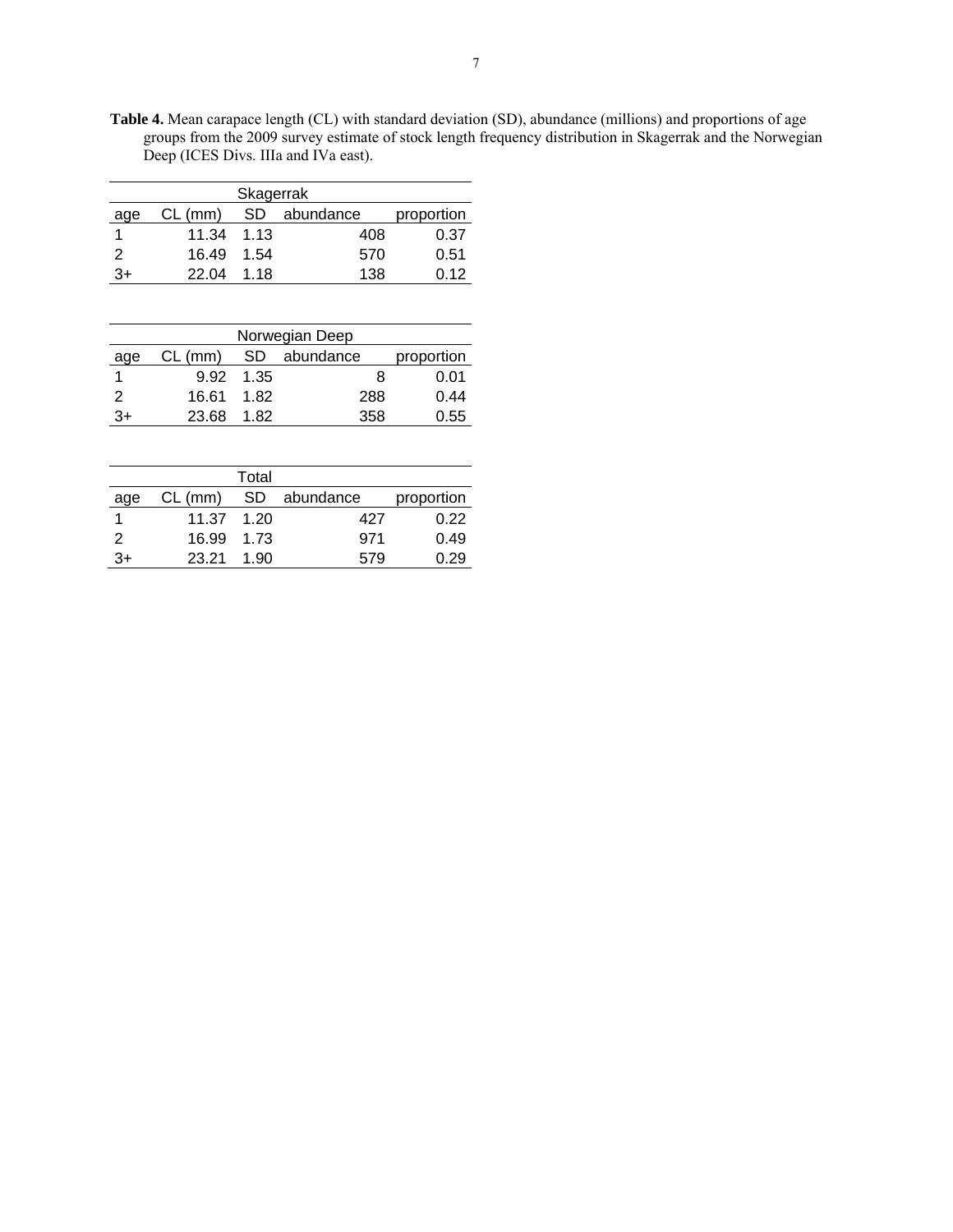**Table 4.** Mean carapace length (CL) with standard deviation (SD), abundance (millions) and proportions of age groups from the 2009 survey estimate of stock length frequency distribution in Skagerrak and the Norwegian Deep (ICES Divs. IIIa and IVa east).

| Skagerrak | | | | |
|---|---|---|---|---|
| age | CL (mm) | SD | abundance | proportion |
| 1 | 11.34 | 1.13 | 408 | 0.37 |
| 2 | 16.49 | 1.54 | 570 | 0.51 |
| 3+ | 22.04 | 1.18 | 138 | 0.12 |

| Norwegian Deep | | | | |
|---|---|---|---|---|
| age | CL (mm) | SD | abundance | proportion |
| 1 | 9.92 | 1.35 | 8 | 0.01 |
| 2 | 16.61 | 1.82 | 288 | 0.44 |
| 3+ | 23.68 | 1.82 | 358 | 0.55 |

| Total | | | | |
|---|---|---|---|---|
| age | CL (mm) | SD | abundance | proportion |
| 1 | 11.37 | 1.20 | 427 | 0.22 |
| 2 | 16.99 | 1.73 | 971 | 0.49 |
| 3+ | 23.21 | 1.90 | 579 | 0.29 |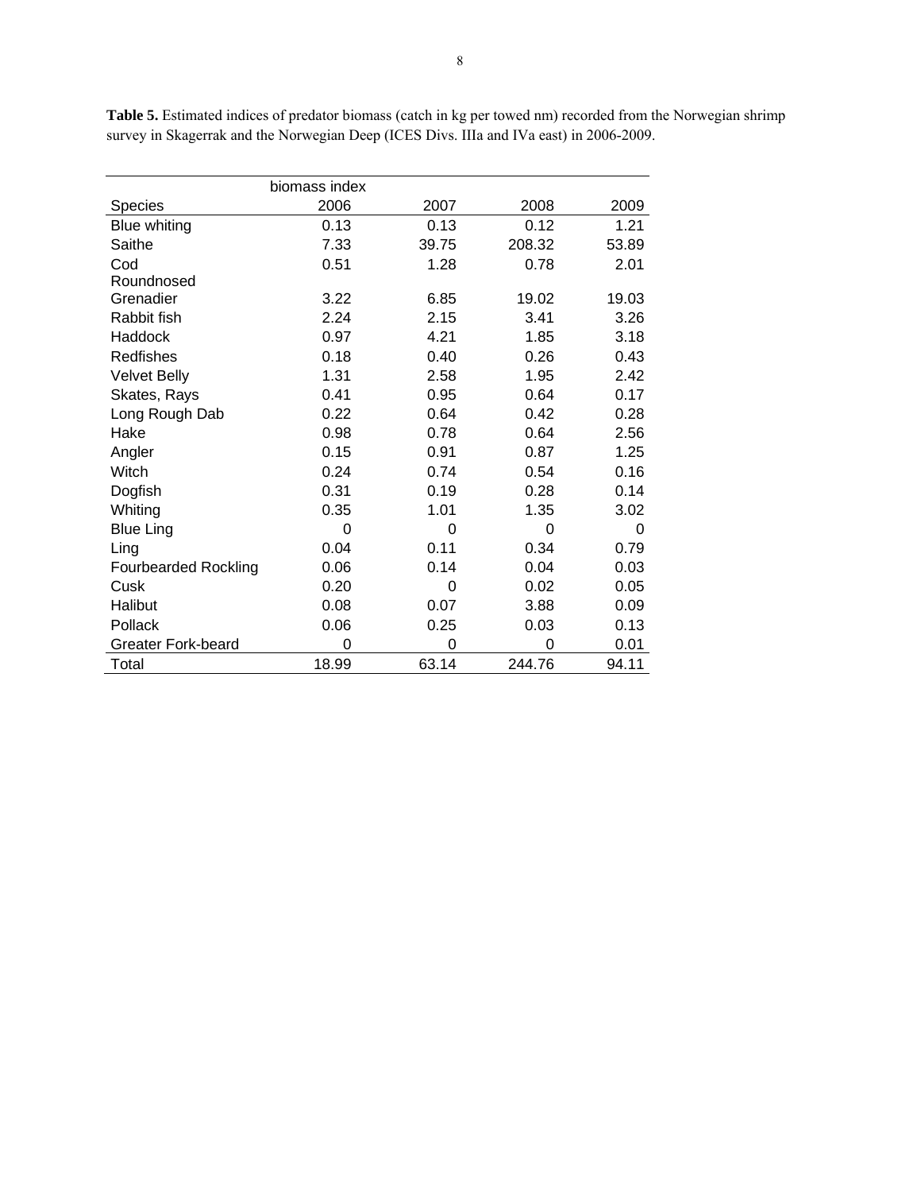**Table 5.** Estimated indices of predator biomass (catch in kg per towed nm) recorded from the Norwegian shrimp survey in Skagerrak and the Norwegian Deep (ICES Divs. IIIa and IVa east) in 2006-2009.

| | biomass index | | | |
|---|---|---|---|---|
| Species | 2006 | 2007 | 2008 | 2009 |
| Blue whiting | 0.13 | 0.13 | 0.12 | 1.21 |
| Saithe | 7.33 | 39.75 | 208.32 | 53.89 |
| Cod | 0.51 | 1.28 | 0.78 | 2.01 |
| Roundnosed Grenadier | 3.22 | 6.85 | 19.02 | 19.03 |
| Rabbit fish | 2.24 | 2.15 | 3.41 | 3.26 |
| Haddock | 0.97 | 4.21 | 1.85 | 3.18 |
| Redfishes | 0.18 | 0.40 | 0.26 | 0.43 |
| Velvet Belly | 1.31 | 2.58 | 1.95 | 2.42 |
| Skates, Rays | 0.41 | 0.95 | 0.64 | 0.17 |
| Long Rough Dab | 0.22 | 0.64 | 0.42 | 0.28 |
| Hake | 0.98 | 0.78 | 0.64 | 2.56 |
| Angler | 0.15 | 0.91 | 0.87 | 1.25 |
| Witch | 0.24 | 0.74 | 0.54 | 0.16 |
| Dogfish | 0.31 | 0.19 | 0.28 | 0.14 |
| Whiting | 0.35 | 1.01 | 1.35 | 3.02 |
| Blue Ling | 0 | 0 | 0 | 0 |
| Ling | 0.04 | 0.11 | 0.34 | 0.79 |
| Fourbearded Rockling | 0.06 | 0.14 | 0.04 | 0.03 |
| Cusk | 0.20 | 0 | 0.02 | 0.05 |
| Halibut | 0.08 | 0.07 | 3.88 | 0.09 |
| Pollack | 0.06 | 0.25 | 0.03 | 0.13 |
| Greater Fork-beard | 0 | 0 | 0 | 0.01 |
| Total | 18.99 | 63.14 | 244.76 | 94.11 |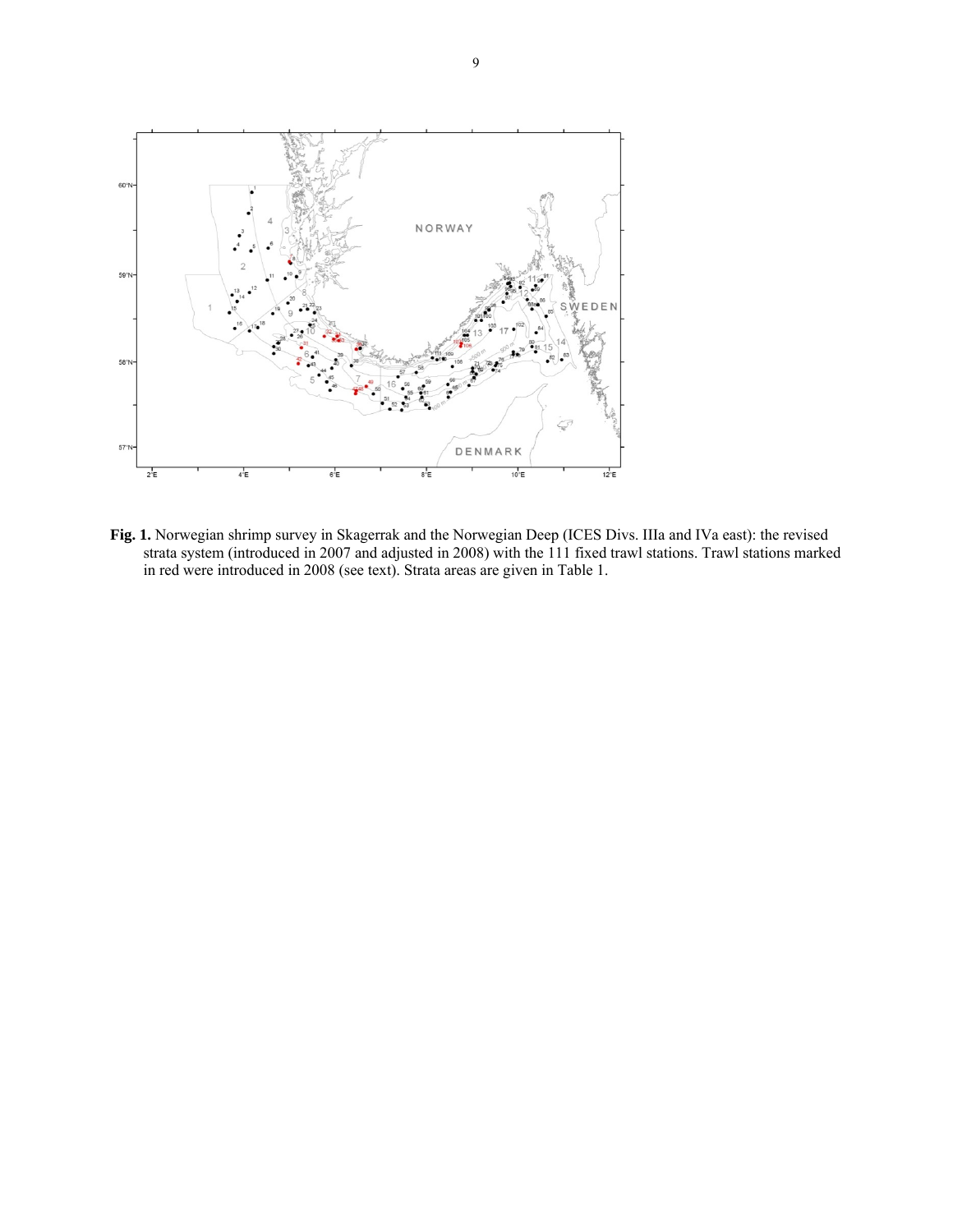**Fig. 1.** Norwegian shrimp survey in Skagerrak and the Norwegian Deep (ICES Divs. IIIa and IVa east): the revised strata system (introduced in 2007 and adjusted in 2008) with the 111 fixed trawl stations. Trawl stations marked in red were introduced in 2008 (see text). Strata areas are given in Table 1.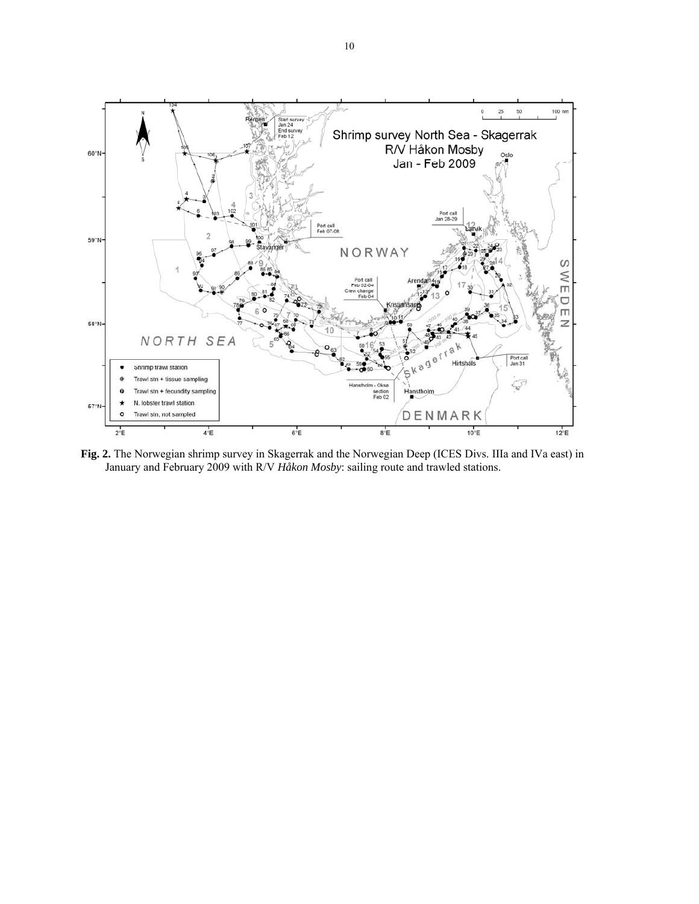**Fig. 2.** The Norwegian shrimp survey in Skagerrak and the Norwegian Deep (ICES Divs. IIIa and IVa east) in January and February 2009 with R/V *Håkon Mosby*: sailing route and trawled stations.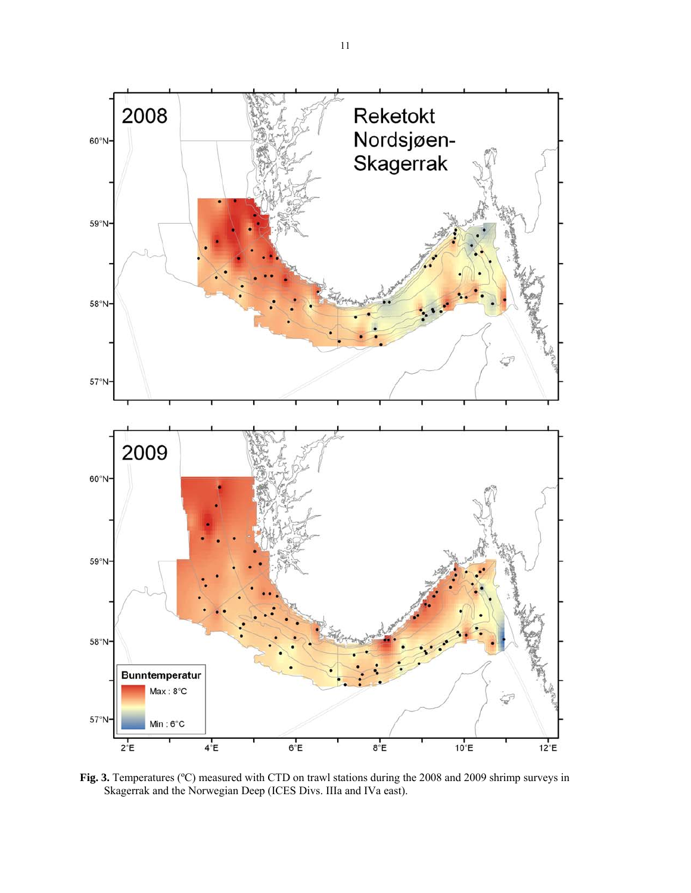**Fig. 3.** Temperatures (ºC) measured with CTD on trawl stations during the 2008 and 2009 shrimp surveys in Skagerrak and the Norwegian Deep (ICES Divs. IIIa and IVa east).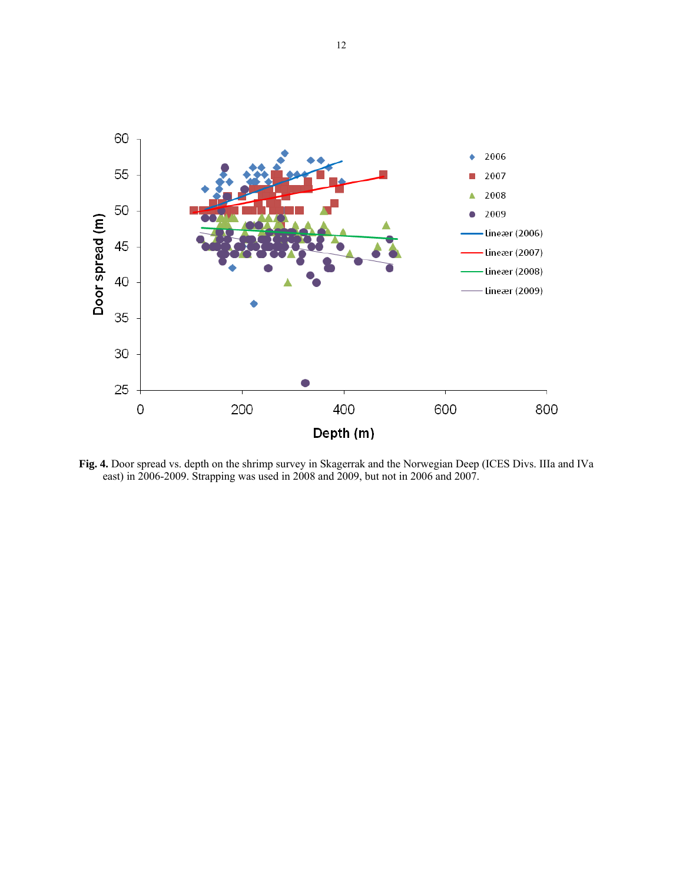**Fig. 4.** Door spread vs. depth on the shrimp survey in Skagerrak and the Norwegian Deep (ICES Divs. IIIa and IVa east) in 2006-2009. Strapping was used in 2008 and 2009, but not in 2006 and 2007.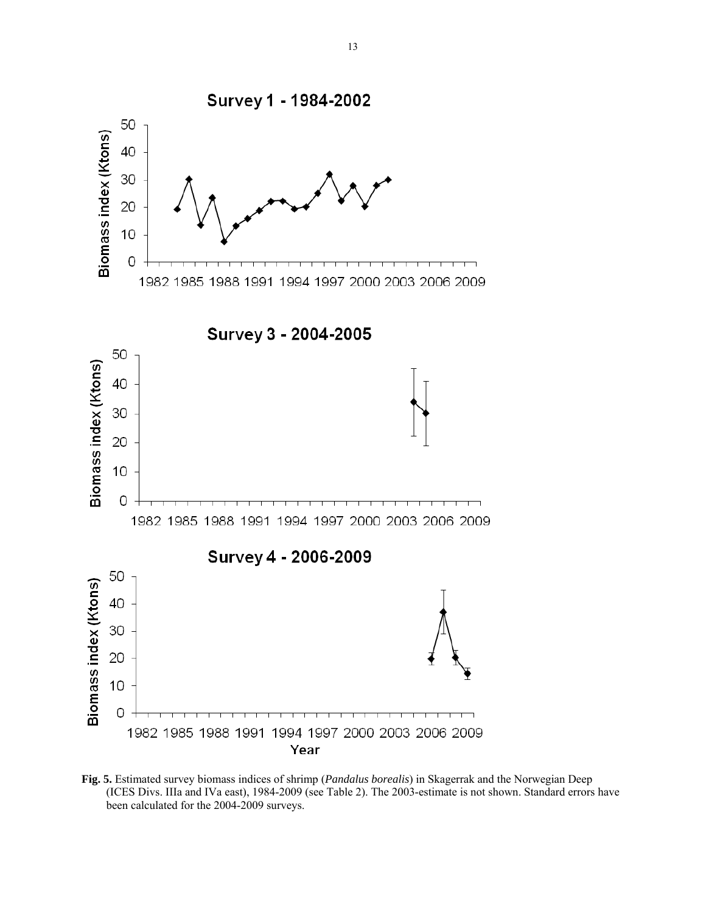**Fig. 5.** Estimated survey biomass indices of shrimp (*Pandalus borealis*) in Skagerrak and the Norwegian Deep (ICES Divs. IIIa and IVa east), 1984-2009 (see Table 2). The 2003-estimate is not shown. Standard errors have been calculated for the 2004-2009 surveys.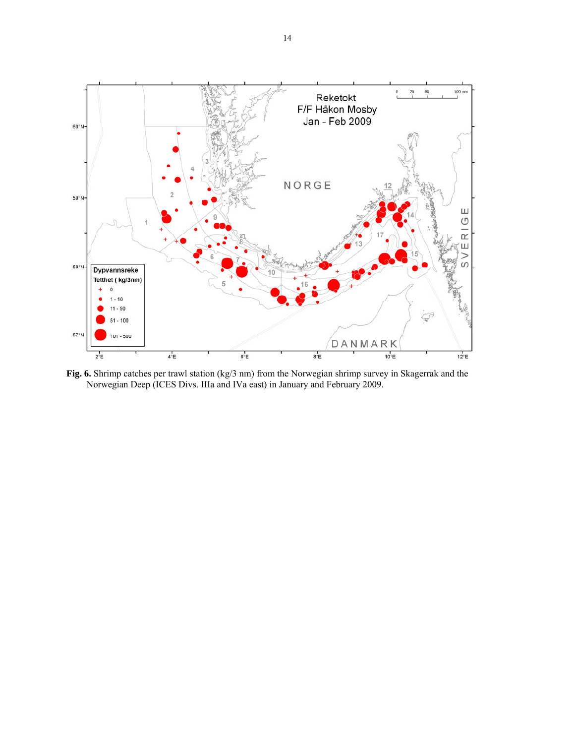**Fig. 6.** Shrimp catches per trawl station (kg/3 nm) from the Norwegian shrimp survey in Skagerrak and the Norwegian Deep (ICES Divs. IIIa and IVa east) in January and February 2009.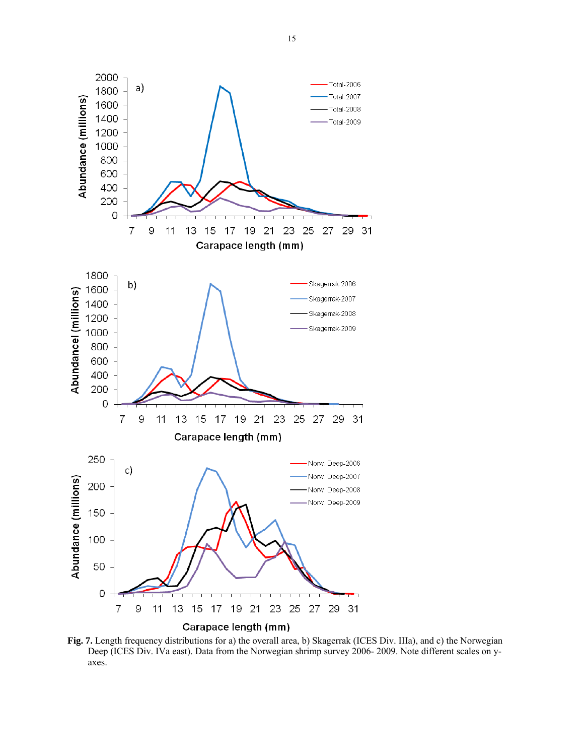**Fig. 7.** Length frequency distributions for a) the overall area, b) Skagerrak (ICES Div. IIIa), and c) the Norwegian Deep (ICES Div. IVa east). Data from the Norwegian shrimp survey 2006- 2009. Note different scales on y-axes.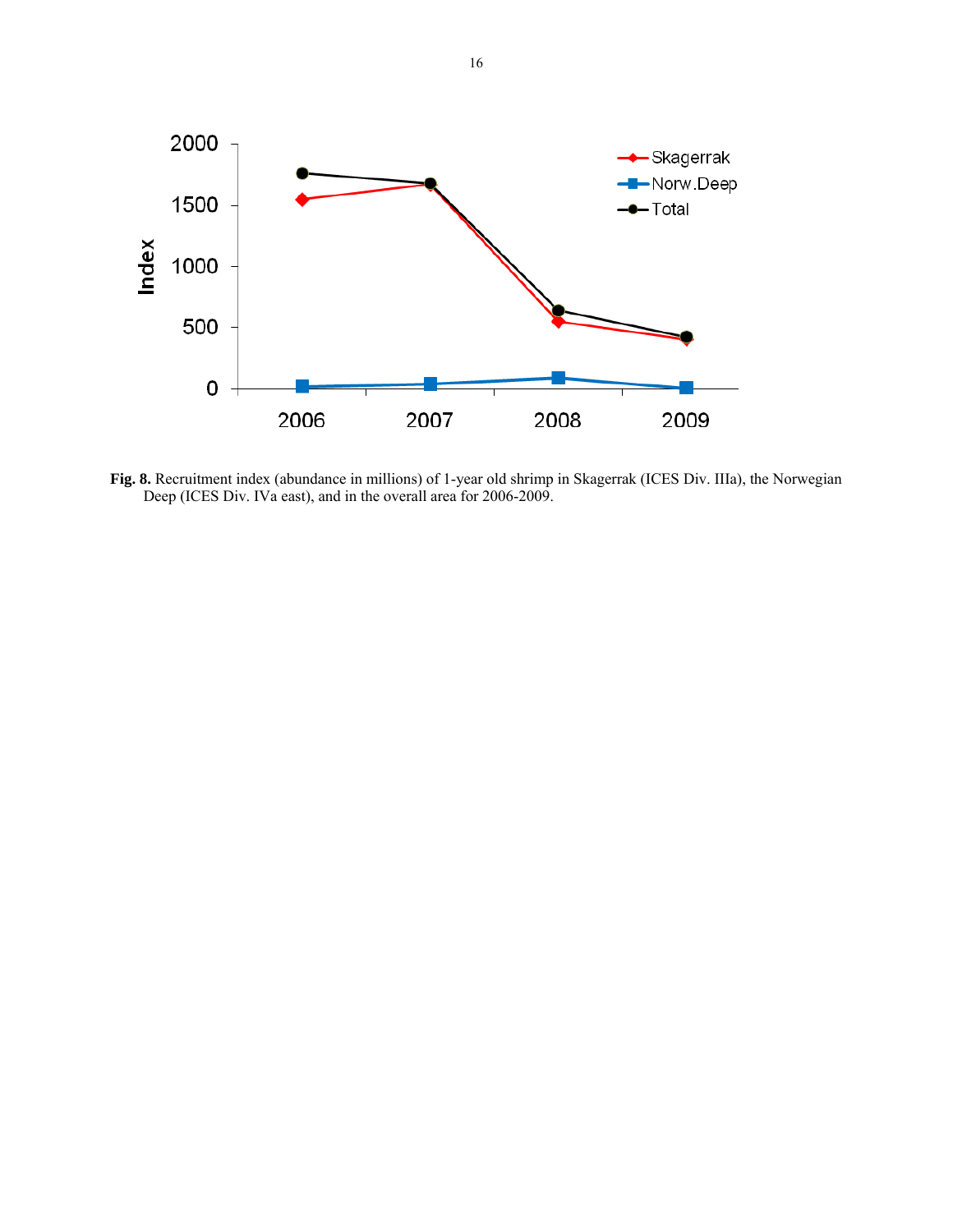**Fig. 8.** Recruitment index (abundance in millions) of 1-year old shrimp in Skagerrak (ICES Div. IIIa), the Norwegian Deep (ICES Div. IVa east), and in the overall area for 2006-2009.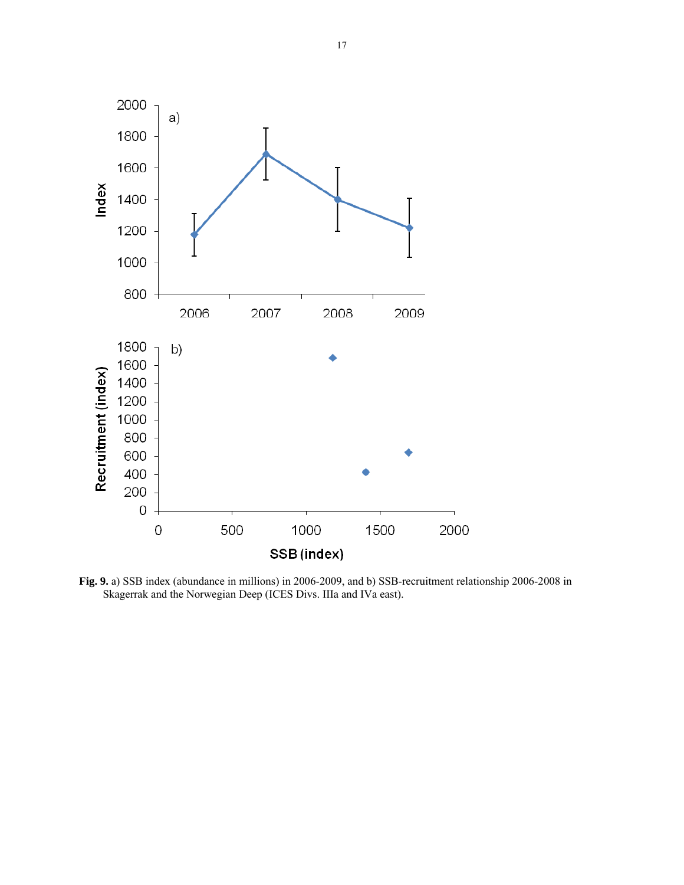a)

Index

2000
1800
1600
1400
1200
1000
800

2006
2007
2008
2009

b)

Recruitment (index)

1800
1600
1400
1200
1000
800
600
400
200
0

0
500
1000
1500
2000

SSB (index)

**Fig. 9.** a) SSB index (abundance in millions) in 2006-2009, and b) SSB-recruitment relationship 2006-2008 in Skagerrak and the Norwegian Deep (ICES Divs. IIIa and IVa east).